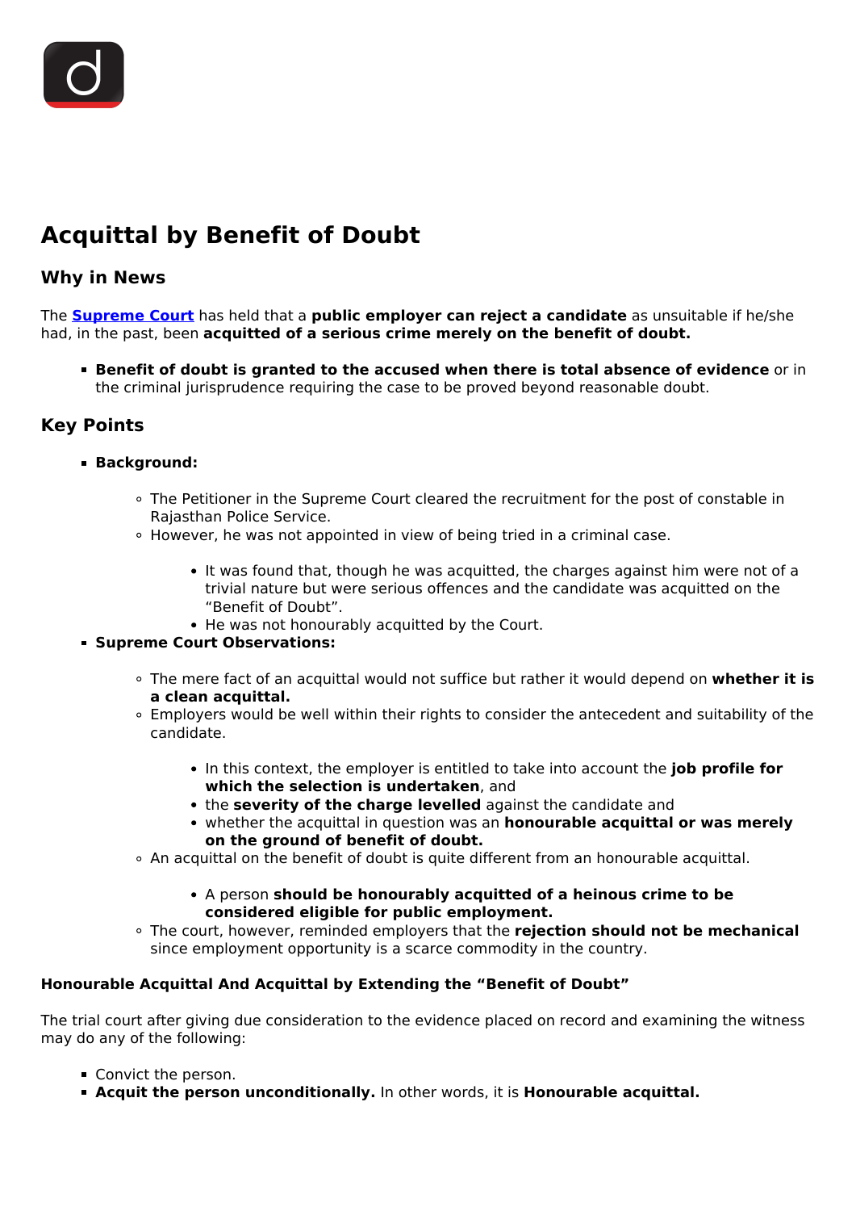# Acquittal by Benefit of Doubt

## Why in News

The **[Supreme Court](#)** has held that a **public employer can reject a candidate** as unsuitable if he/she had, in the past, been **acquitted of a serious crime merely on the benefit of doubt.**

- **Benefit of doubt is granted to the accused when there is total absence of evidence** or in the criminal jurisprudence requiring the case to be proved beyond reasonable doubt.

## Key Points

- **Background:**
    - The Petitioner in the Supreme Court cleared the recruitment for the post of constable in Rajasthan Police Service.
    - However, he was not appointed in view of being tried in a criminal case.
        - It was found that, though he was acquitted, the charges against him were not of a trivial nature but were serious offences and the candidate was acquitted on the "Benefit of Doubt".
        - He was not honourably acquitted by the Court.
- **Supreme Court Observations:**
    - The mere fact of an acquittal would not suffice but rather it would depend on **whether it is a clean acquittal.**
    - Employers would be well within their rights to consider the antecedent and suitability of the candidate.
        - In this context, the employer is entitled to take into account the **job profile for which the selection is undertaken**, and
        - the **severity of the charge levelled** against the candidate and
        - whether the acquittal in question was an **honourable acquittal or was merely on the ground of benefit of doubt.**
    - An acquittal on the benefit of doubt is quite different from an honourable acquittal.
        - A person **should be honourably acquitted of a heinous crime to be considered eligible for public employment.**
    - The court, however, reminded employers that the **rejection should not be mechanical** since employment opportunity is a scarce commodity in the country.

**Honourable Acquittal And Acquittal by Extending the "Benefit of Doubt"**

The trial court after giving due consideration to the evidence placed on record and examining the witness may do any of the following:

- Convict the person.
- **Acquit the person unconditionally.** In other words, it is **Honourable acquittal.**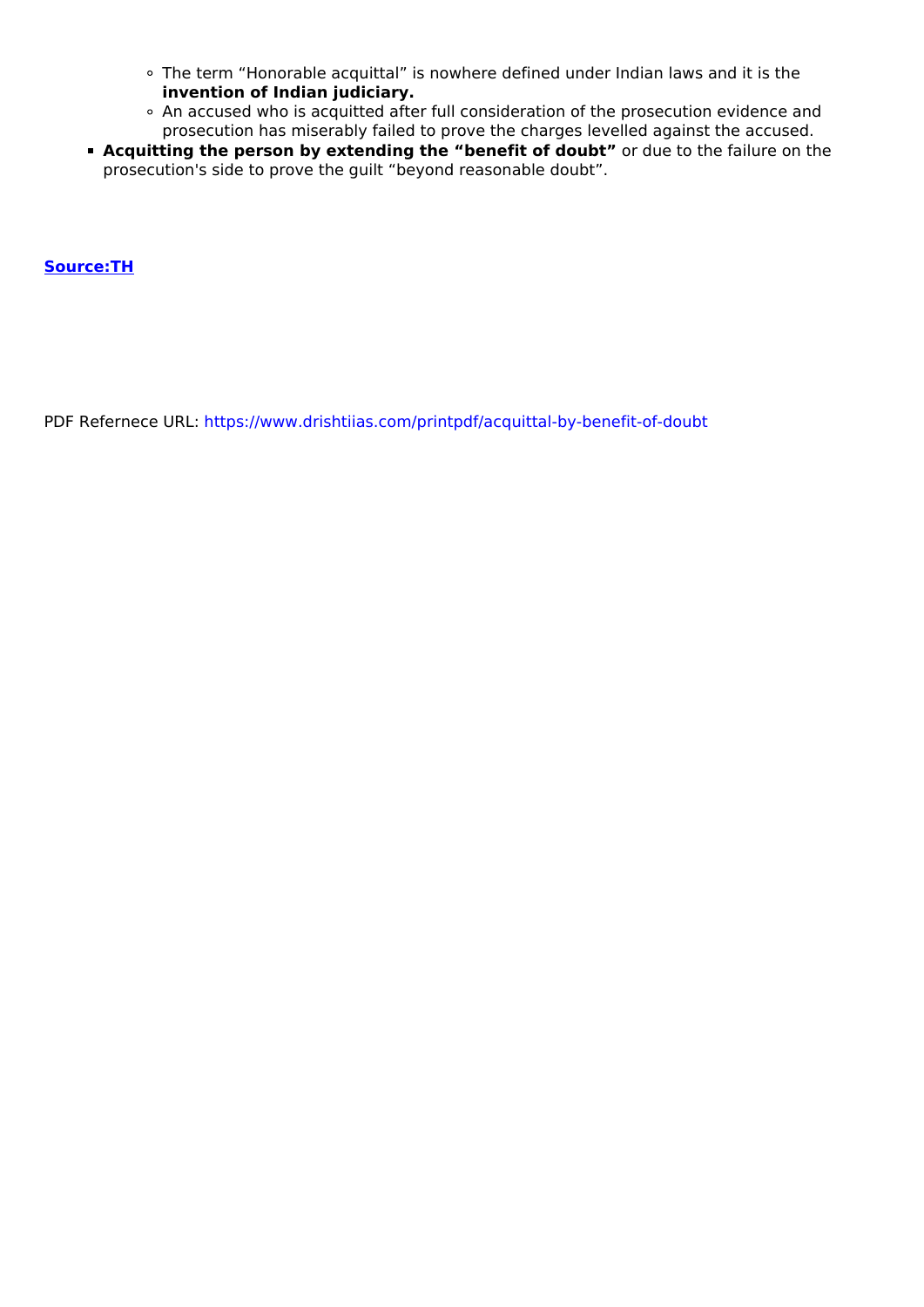- The term “Honorable acquittal” is nowhere defined under Indian laws and it is the **invention of Indian judiciary.**
    - An accused who is acquitted after full consideration of the prosecution evidence and prosecution has miserably failed to prove the charges levelled against the accused.
- **Acquitting the person by extending the “benefit of doubt”** or due to the failure on the prosecution's side to prove the guilt “beyond reasonable doubt”.

**Source:TH**

PDF Refernece URL: https://www.drishtiias.com/printpdf/acquittal-by-benefit-of-doubt